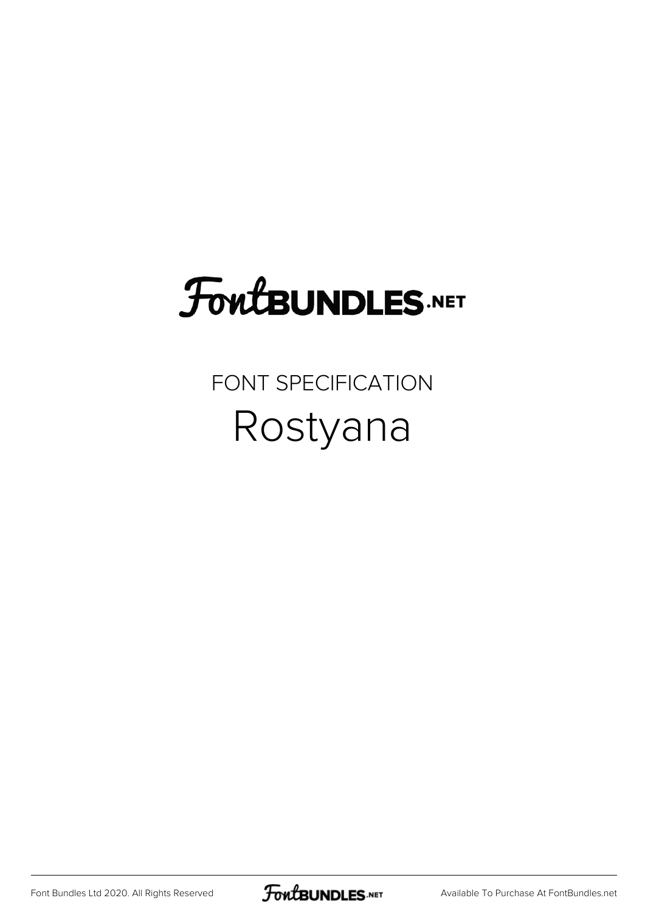FontBUNDLES.NET

FONT SPECIFICATION

# Rostyana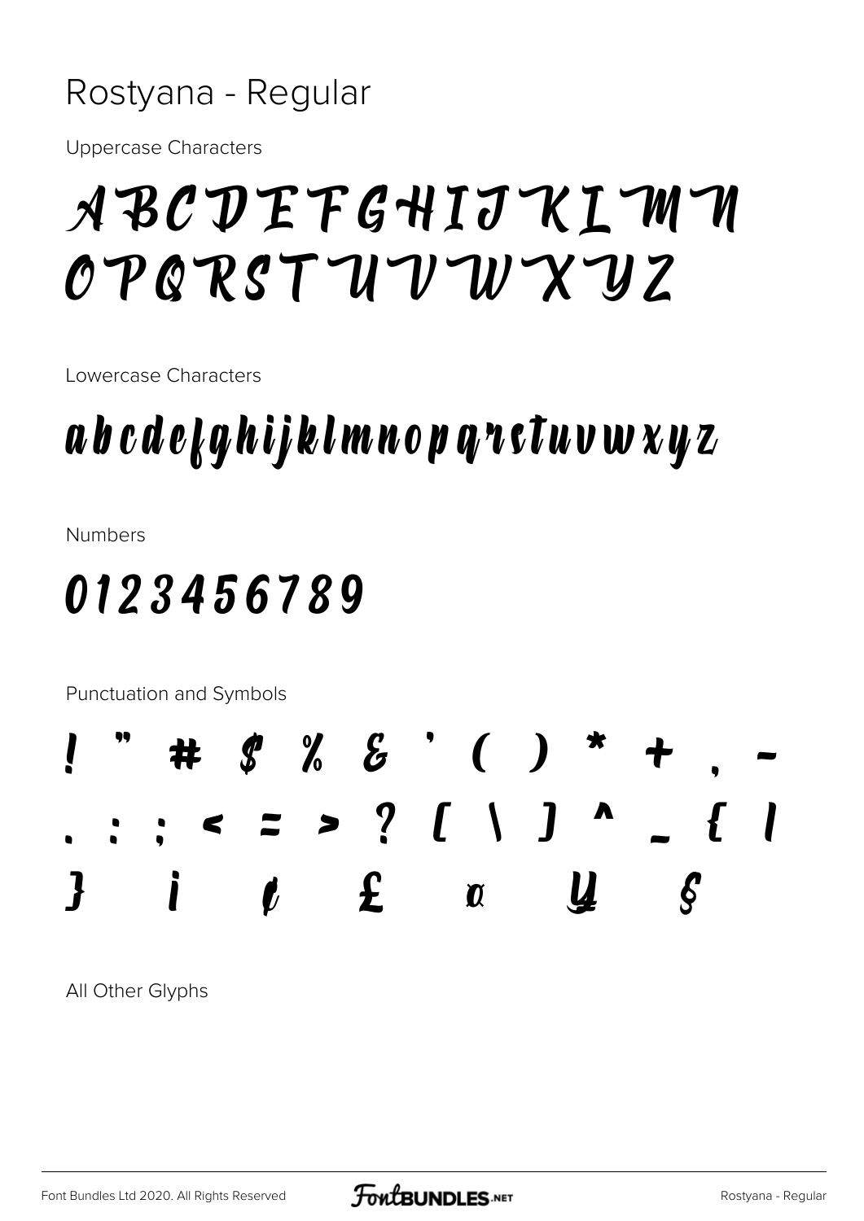# Rostyana - Regular

Uppercase Characters

A B C D E F G H I J K L M N
O P Q R S T U V W X Y Z

Lowercase Characters

a b c d e f g h i j k l m n o p q r s t u v w x y z

Numbers

0 1 2 3 4 5 6 7 8 9

Punctuation and Symbols

! " # $ % & ' ( ) * + , -
. : ; < = > ? [ \ ] ^ _ { |
} ¡ ¢ £ ¤ ¥ §

All Other Glyphs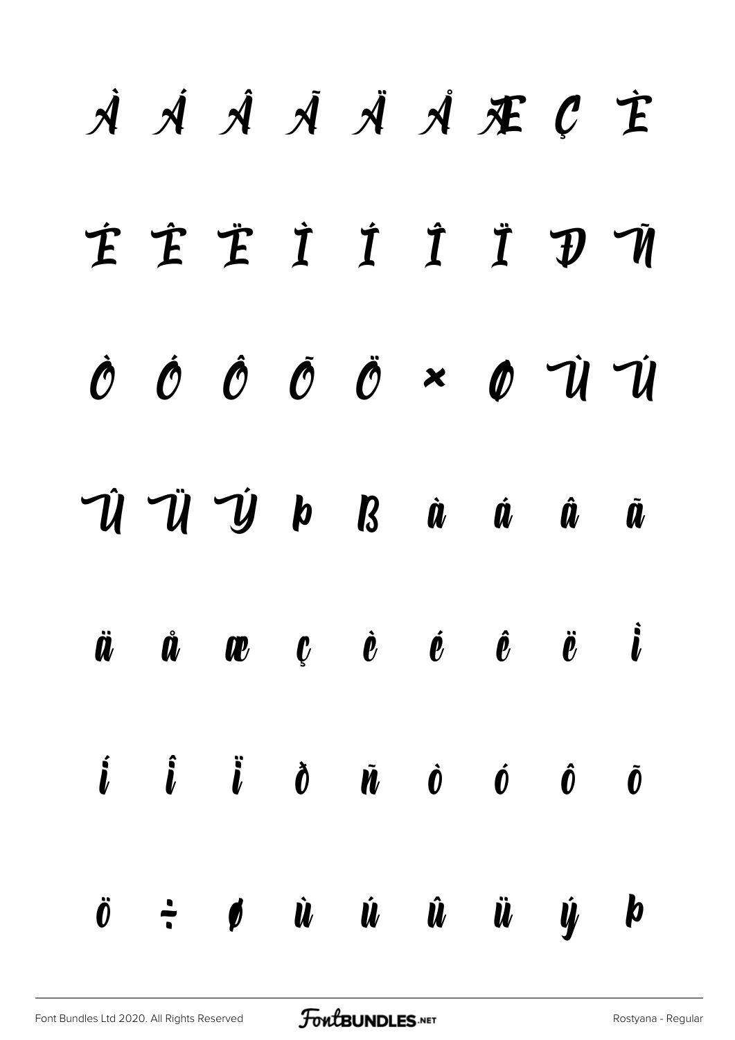À Á Â Ã Ä Å Æ Ç È

É Ê Ë Ì Í Î Ï Đ Ñ

Ò Ó Ô Õ Ö × Ø Ù Ú

Û Ü Ý Þ ß à á â ã

ä å æ ç è é ê ë ì

í î ï ð ñ ò ó ô õ

ö ÷ ø ù ú û ü ý þ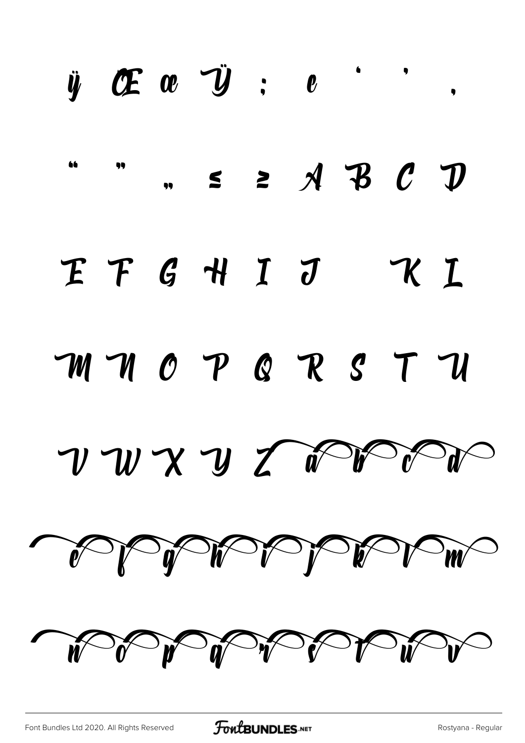ÿ Œ œ Ÿ ; e ' ' ,

" " „ ≤ ≥ A B C D

E F G H I J K L

M N O P Q R S T U

V W X Y Z a b c d

e f g h i j k l m

n o p q r s t u v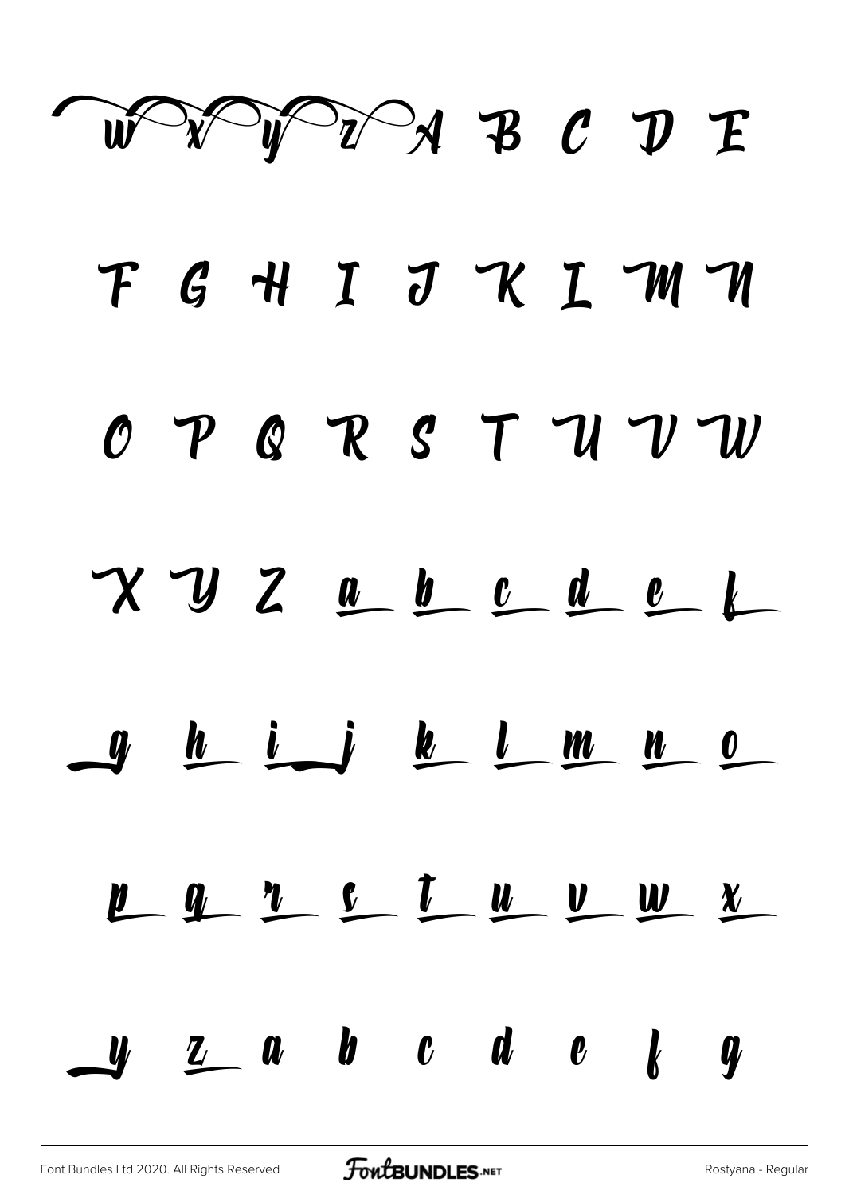w x y z A B C D E

F G H I J K L M N

O P Q R S T U V W

X Y Z a b c d e f

g h i j k l m n o

p q r s t u v w x

y z a b c d e f g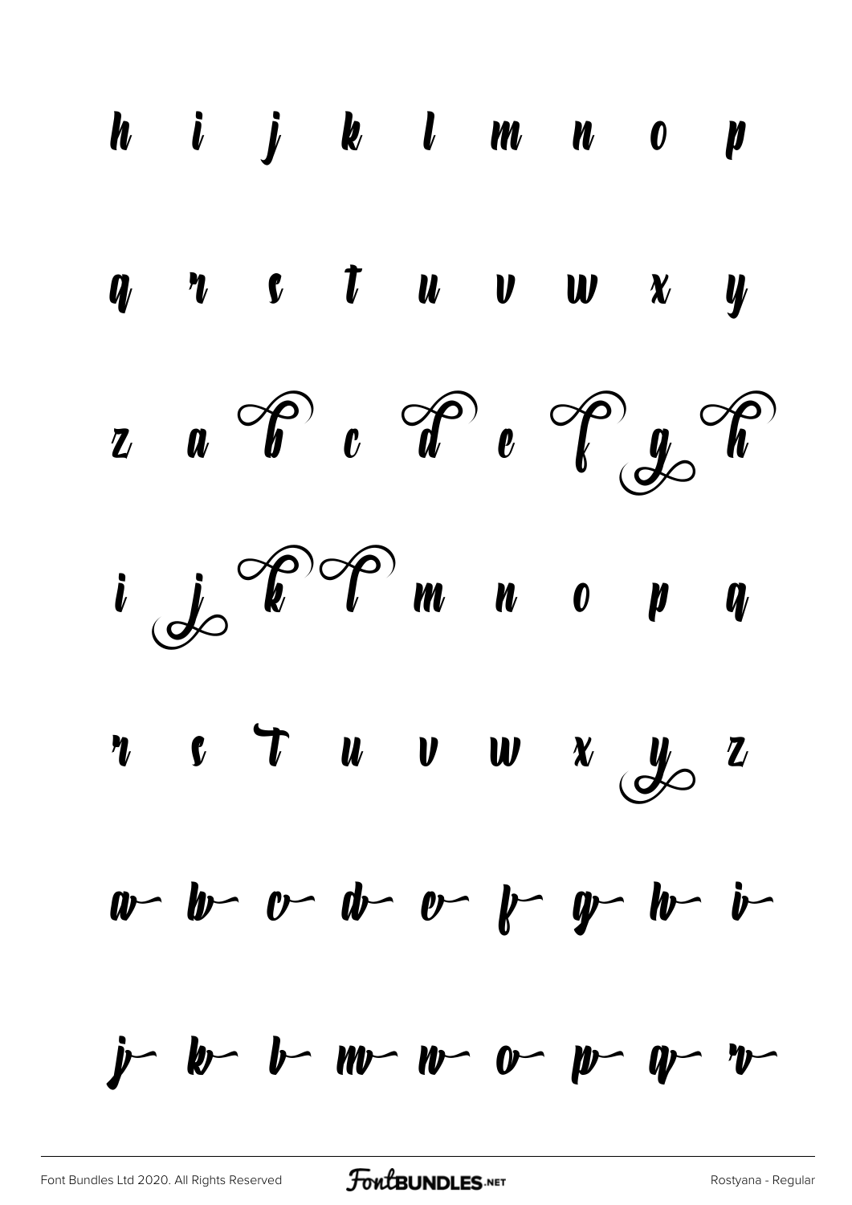h i j k l m n o p

q r s t u v w x y

z a b c d e f g h

i j k l m n o p q

r s t u v w x y z

a b c d e f g h i

j k l m n o p q r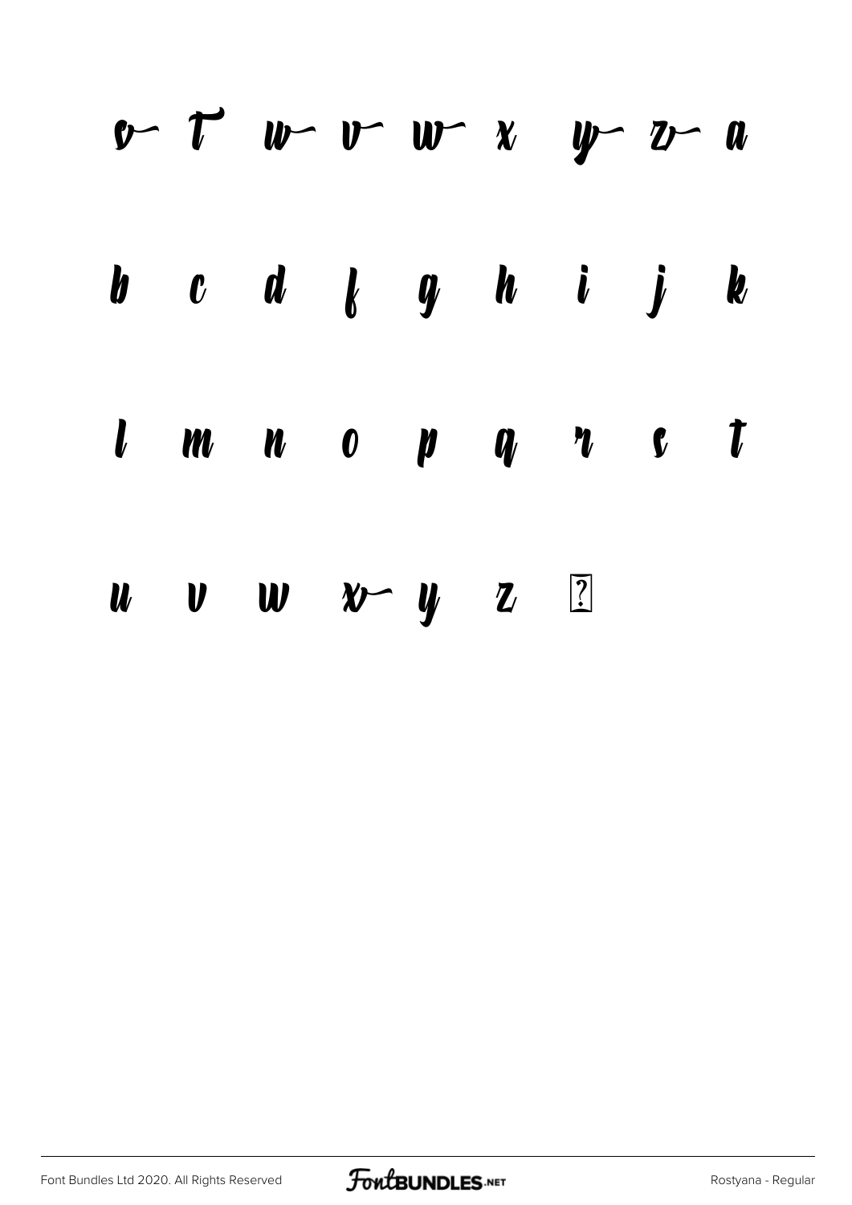v- T w- v- w- x y- z- a

b c d f g h i j k

l m n o p q r s t

u v w x- y z ?